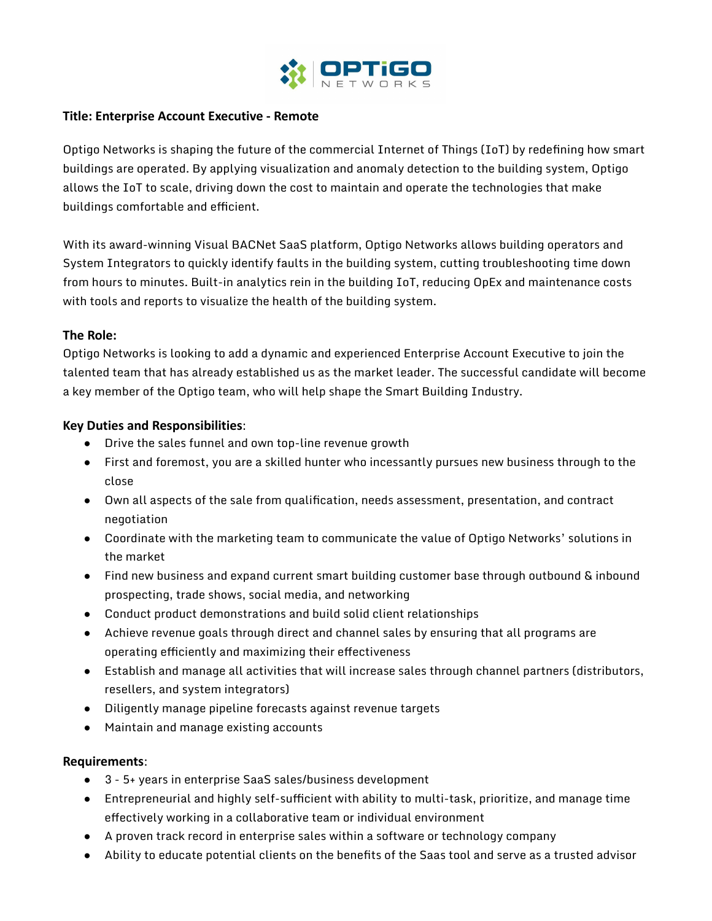**Title: Enterprise Account Executive - Remote**

Optigo Networks is shaping the future of the commercial Internet of Things (IoT) by redefining how smart buildings are operated. By applying visualization and anomaly detection to the building system, Optigo allows the IoT to scale, driving down the cost to maintain and operate the technologies that make buildings comfortable and efficient.

With its award-winning Visual BACNet SaaS platform, Optigo Networks allows building operators and System Integrators to quickly identify faults in the building system, cutting troubleshooting time down from hours to minutes. Built-in analytics rein in the building IoT, reducing OpEx and maintenance costs with tools and reports to visualize the health of the building system.

**The Role:**

Optigo Networks is looking to add a dynamic and experienced Enterprise Account Executive to join the talented team that has already established us as the market leader. The successful candidate will become a key member of the Optigo team, who will help shape the Smart Building Industry.

**Key Duties and Responsibilities**:

- Drive the sales funnel and own top-line revenue growth
- First and foremost, you are a skilled hunter who incessantly pursues new business through to the close
- Own all aspects of the sale from qualification, needs assessment, presentation, and contract negotiation
- Coordinate with the marketing team to communicate the value of Optigo Networks' solutions in the market
- Find new business and expand current smart building customer base through outbound & inbound prospecting, trade shows, social media, and networking
- Conduct product demonstrations and build solid client relationships
- Achieve revenue goals through direct and channel sales by ensuring that all programs are operating efficiently and maximizing their effectiveness
- Establish and manage all activities that will increase sales through channel partners (distributors, resellers, and system integrators)
- Diligently manage pipeline forecasts against revenue targets
- Maintain and manage existing accounts

**Requirements**:

- 3 - 5+ years in enterprise SaaS sales/business development
- Entrepreneurial and highly self-sufficient with ability to multi-task, prioritize, and manage time effectively working in a collaborative team or individual environment
- A proven track record in enterprise sales within a software or technology company
- Ability to educate potential clients on the benefits of the Saas tool and serve as a trusted advisor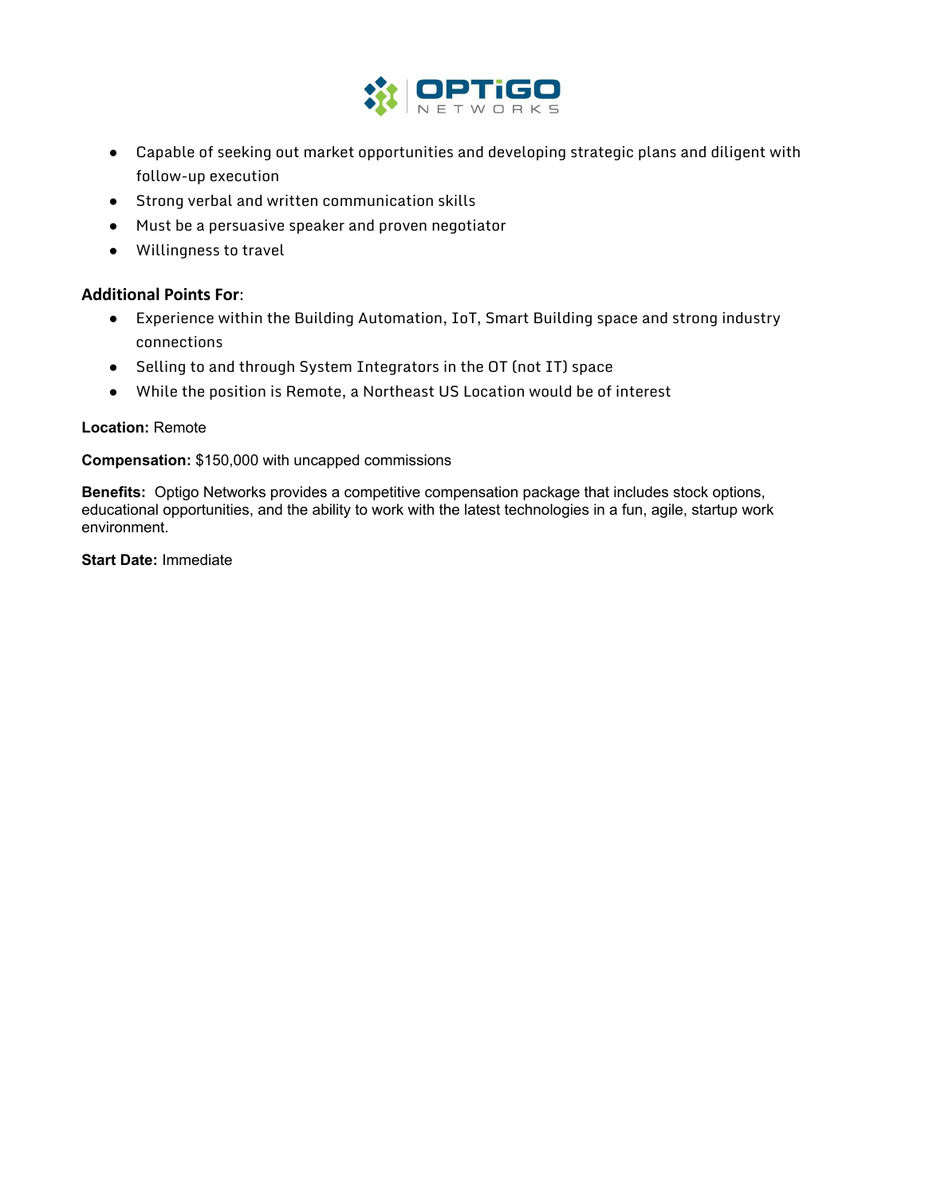- Capable of seeking out market opportunities and developing strategic plans and diligent with follow-up execution
- Strong verbal and written communication skills
- Must be a persuasive speaker and proven negotiator
- Willingness to travel

**Additional Points For**:

- Experience within the Building Automation, IoT, Smart Building space and strong industry connections
- Selling to and through System Integrators in the OT (not IT) space
- While the position is Remote, a Northeast US Location would be of interest

**Location:** Remote

**Compensation:** $150,000 with uncapped commissions

**Benefits:** Optigo Networks provides a competitive compensation package that includes stock options, educational opportunities, and the ability to work with the latest technologies in a fun, agile, startup work environment.

**Start Date:** Immediate